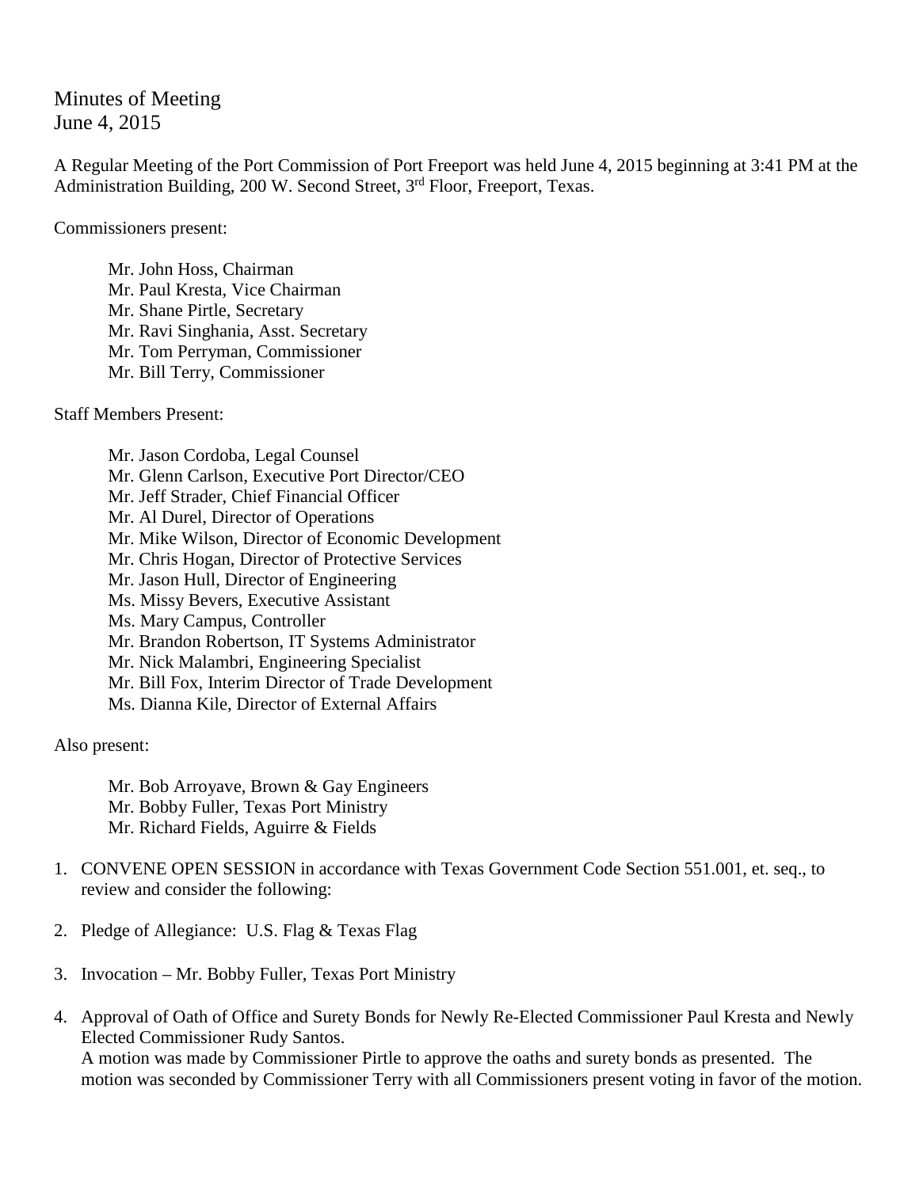Minutes of Meeting
June 4, 2015

A Regular Meeting of the Port Commission of Port Freeport was held June 4, 2015 beginning at 3:41 PM at the Administration Building, 200 W. Second Street, 3rd Floor, Freeport, Texas.

Commissioners present:

Mr. John Hoss, Chairman
Mr. Paul Kresta, Vice Chairman
Mr. Shane Pirtle, Secretary
Mr. Ravi Singhania, Asst. Secretary
Mr. Tom Perryman, Commissioner
Mr. Bill Terry, Commissioner

Staff Members Present:

Mr. Jason Cordoba, Legal Counsel
Mr. Glenn Carlson, Executive Port Director/CEO
Mr. Jeff Strader, Chief Financial Officer
Mr. Al Durel, Director of Operations
Mr. Mike Wilson, Director of Economic Development
Mr. Chris Hogan, Director of Protective Services
Mr. Jason Hull, Director of Engineering
Ms. Missy Bevers, Executive Assistant
Ms. Mary Campus, Controller
Mr. Brandon Robertson, IT Systems Administrator
Mr. Nick Malambri, Engineering Specialist
Mr. Bill Fox, Interim Director of Trade Development
Ms. Dianna Kile, Director of External Affairs

Also present:

Mr. Bob Arroyave, Brown & Gay Engineers
Mr. Bobby Fuller, Texas Port Ministry
Mr. Richard Fields, Aguirre & Fields

1. CONVENE OPEN SESSION in accordance with Texas Government Code Section 551.001, et. seq., to review and consider the following:

2. Pledge of Allegiance: U.S. Flag & Texas Flag

3. Invocation – Mr. Bobby Fuller, Texas Port Ministry

4. Approval of Oath of Office and Surety Bonds for Newly Re-Elected Commissioner Paul Kresta and Newly Elected Commissioner Rudy Santos.
   A motion was made by Commissioner Pirtle to approve the oaths and surety bonds as presented. The motion was seconded by Commissioner Terry with all Commissioners present voting in favor of the motion.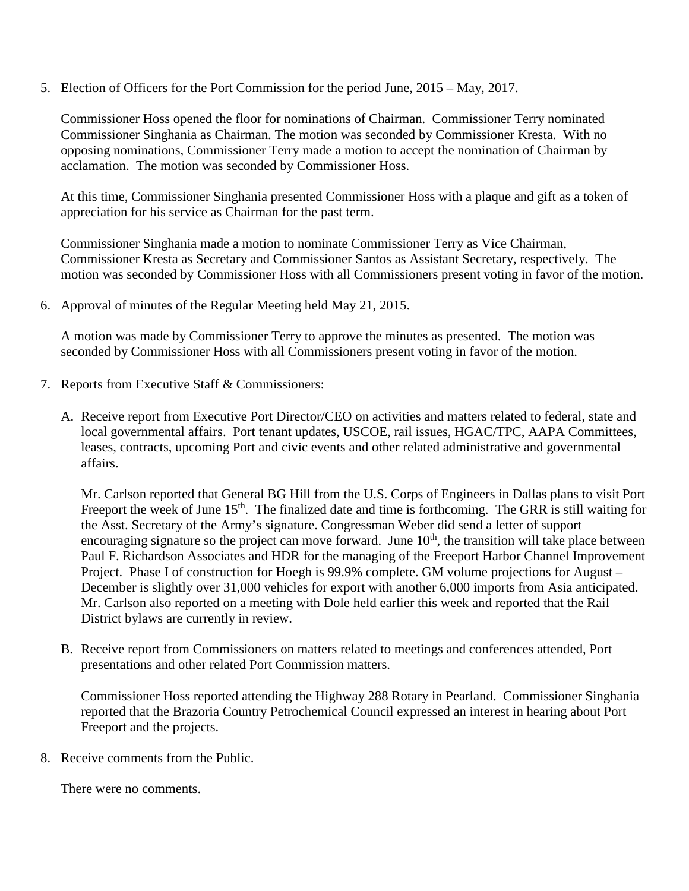5. Election of Officers for the Port Commission for the period June, 2015 – May, 2017.

   Commissioner Hoss opened the floor for nominations of Chairman. Commissioner Terry nominated Commissioner Singhania as Chairman. The motion was seconded by Commissioner Kresta. With no opposing nominations, Commissioner Terry made a motion to accept the nomination of Chairman by acclamation. The motion was seconded by Commissioner Hoss.

   At this time, Commissioner Singhania presented Commissioner Hoss with a plaque and gift as a token of appreciation for his service as Chairman for the past term.

   Commissioner Singhania made a motion to nominate Commissioner Terry as Vice Chairman, Commissioner Kresta as Secretary and Commissioner Santos as Assistant Secretary, respectively. The motion was seconded by Commissioner Hoss with all Commissioners present voting in favor of the motion.

6. Approval of minutes of the Regular Meeting held May 21, 2015.

   A motion was made by Commissioner Terry to approve the minutes as presented. The motion was seconded by Commissioner Hoss with all Commissioners present voting in favor of the motion.

7. Reports from Executive Staff & Commissioners:

   A. Receive report from Executive Port Director/CEO on activities and matters related to federal, state and local governmental affairs. Port tenant updates, USCOE, rail issues, HGAC/TPC, AAPA Committees, leases, contracts, upcoming Port and civic events and other related administrative and governmental affairs.

      Mr. Carlson reported that General BG Hill from the U.S. Corps of Engineers in Dallas plans to visit Port Freeport the week of June 15th. The finalized date and time is forthcoming. The GRR is still waiting for the Asst. Secretary of the Army's signature. Congressman Weber did send a letter of support encouraging signature so the project can move forward. June 10th, the transition will take place between Paul F. Richardson Associates and HDR for the managing of the Freeport Harbor Channel Improvement Project. Phase I of construction for Hoegh is 99.9% complete. GM volume projections for August – December is slightly over 31,000 vehicles for export with another 6,000 imports from Asia anticipated. Mr. Carlson also reported on a meeting with Dole held earlier this week and reported that the Rail District bylaws are currently in review.

   B. Receive report from Commissioners on matters related to meetings and conferences attended, Port presentations and other related Port Commission matters.

      Commissioner Hoss reported attending the Highway 288 Rotary in Pearland. Commissioner Singhania reported that the Brazoria Country Petrochemical Council expressed an interest in hearing about Port Freeport and the projects.

8. Receive comments from the Public.

   There were no comments.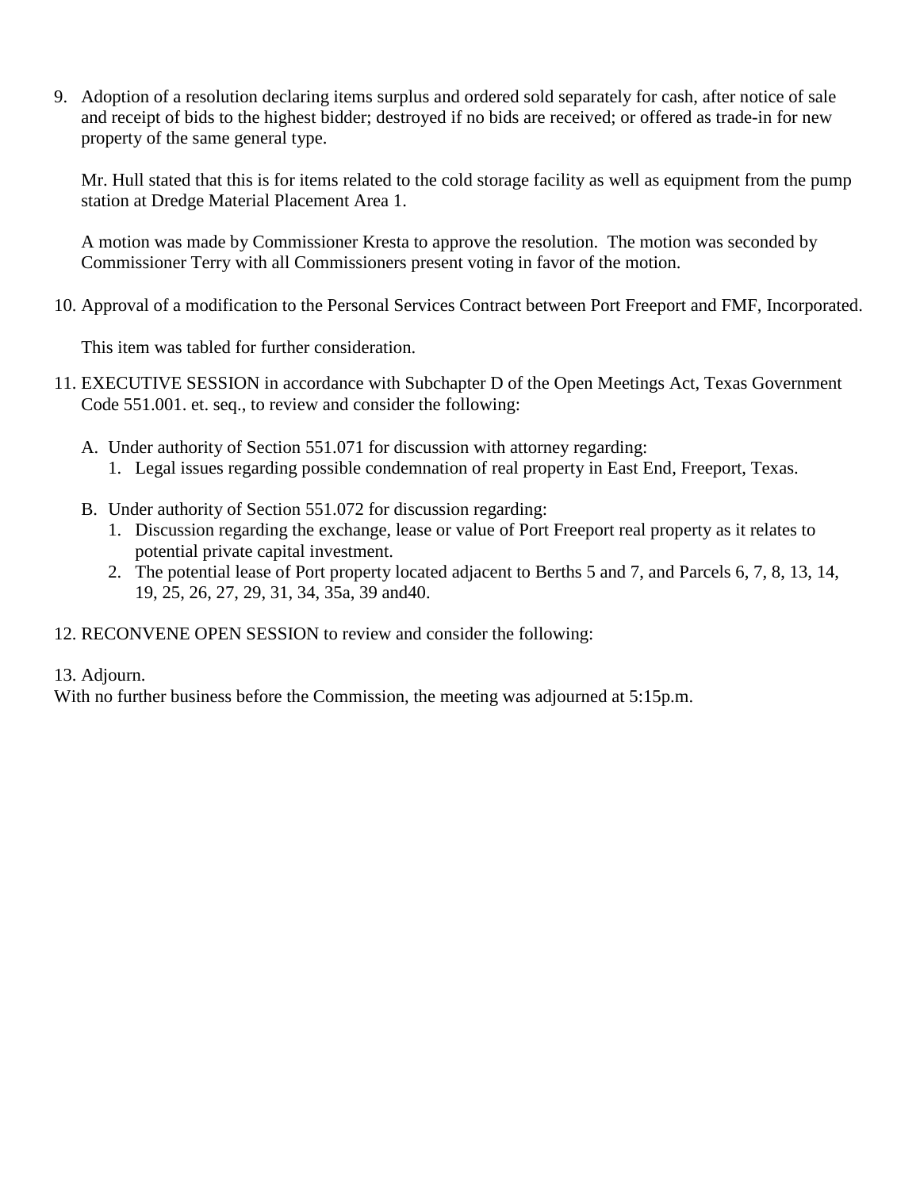9. Adoption of a resolution declaring items surplus and ordered sold separately for cash, after notice of sale and receipt of bids to the highest bidder; destroyed if no bids are received; or offered as trade-in for new property of the same general type.

   Mr. Hull stated that this is for items related to the cold storage facility as well as equipment from the pump station at Dredge Material Placement Area 1.

   A motion was made by Commissioner Kresta to approve the resolution. The motion was seconded by Commissioner Terry with all Commissioners present voting in favor of the motion.

10. Approval of a modification to the Personal Services Contract between Port Freeport and FMF, Incorporated.

    This item was tabled for further consideration.

11. EXECUTIVE SESSION in accordance with Subchapter D of the Open Meetings Act, Texas Government Code 551.001. et. seq., to review and consider the following:

    A. Under authority of Section 551.071 for discussion with attorney regarding:
       1. Legal issues regarding possible condemnation of real property in East End, Freeport, Texas.

    B. Under authority of Section 551.072 for discussion regarding:
       1. Discussion regarding the exchange, lease or value of Port Freeport real property as it relates to potential private capital investment.
       2. The potential lease of Port property located adjacent to Berths 5 and 7, and Parcels 6, 7, 8, 13, 14, 19, 25, 26, 27, 29, 31, 34, 35a, 39 and40.

12. RECONVENE OPEN SESSION to review and consider the following:

13. Adjourn.

With no further business before the Commission, the meeting was adjourned at 5:15p.m.